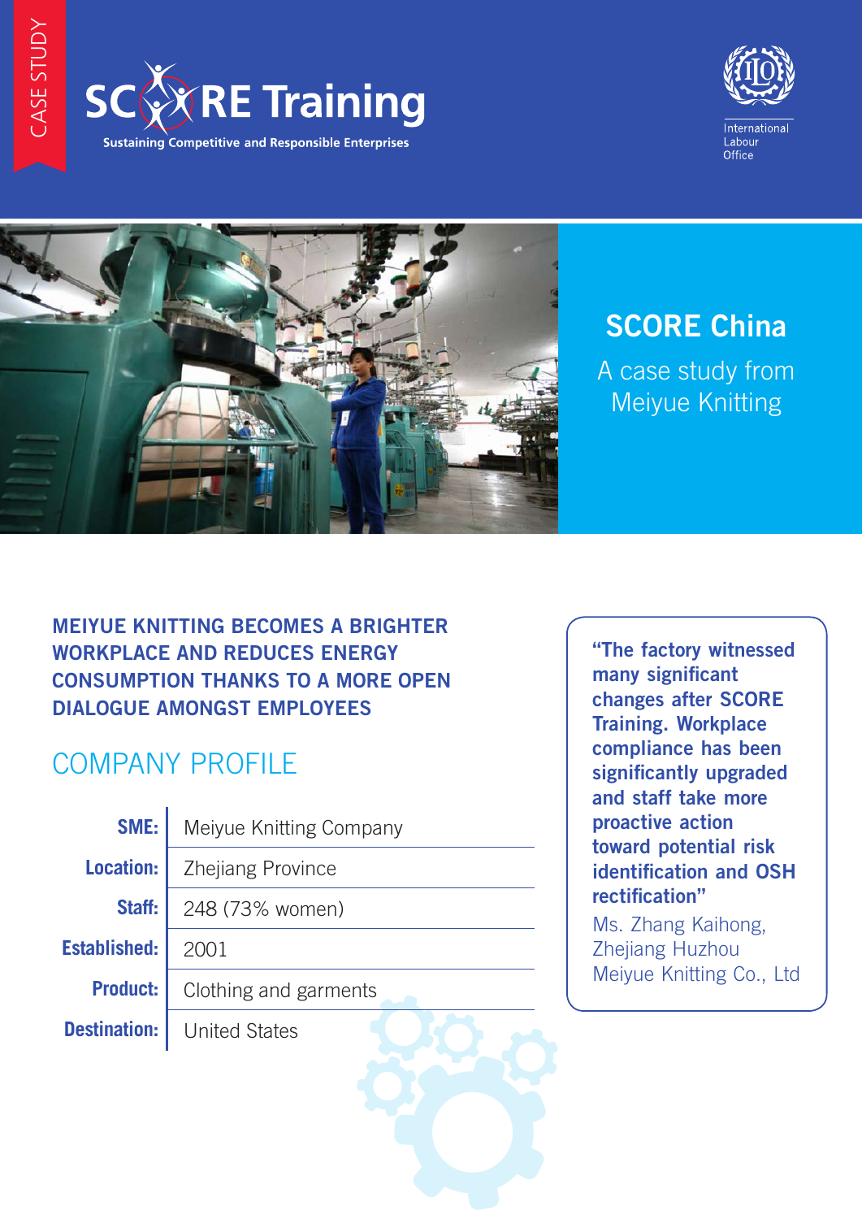CASE STUDY

# SCORE Training

Sustaining Competitive and Responsible Enterprises

International Labour Office

## SCORE China

A case study from Meiyue Knitting

### MEIYUE KNITTING BECOMES A BRIGHTER WORKPLACE AND REDUCES ENERGY CONSUMPTION THANKS TO A MORE OPEN DIALOGUE AMONGST EMPLOYEES

## COMPANY PROFILE

| | |
|---|---|
| **SME:** | Meiyue Knitting Company |
| **Location:** | Zhejiang Province |
| **Staff:** | 248 (73% women) |
| **Established:** | 2001 |
| **Product:** | Clothing and garments |
| **Destination:** | United States |

**"The factory witnessed many significant changes after SCORE Training. Workplace compliance has been significantly upgraded and staff take more proactive action toward potential risk identification and OSH rectification"**

Ms. Zhang Kaihong, Zhejiang Huzhou Meiyue Knitting Co., Ltd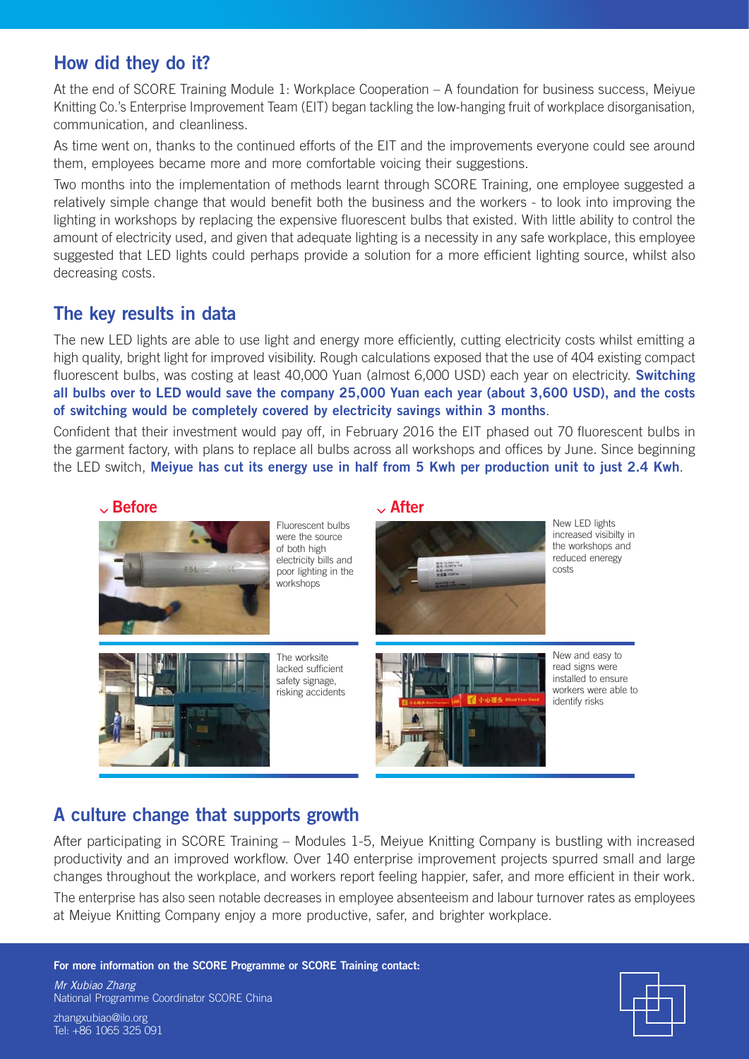## How did they do it?

At the end of SCORE Training Module 1: Workplace Cooperation – A foundation for business success, Meiyue Knitting Co.'s Enterprise Improvement Team (EIT) began tackling the low-hanging fruit of workplace disorganisation, communication, and cleanliness.

As time went on, thanks to the continued efforts of the EIT and the improvements everyone could see around them, employees became more and more comfortable voicing their suggestions.

Two months into the implementation of methods learnt through SCORE Training, one employee suggested a relatively simple change that would benefit both the business and the workers - to look into improving the lighting in workshops by replacing the expensive fluorescent bulbs that existed. With little ability to control the amount of electricity used, and given that adequate lighting is a necessity in any safe workplace, this employee suggested that LED lights could perhaps provide a solution for a more efficient lighting source, whilst also decreasing costs.

## The key results in data

The new LED lights are able to use light and energy more efficiently, cutting electricity costs whilst emitting a high quality, bright light for improved visibility. Rough calculations exposed that the use of 404 existing compact fluorescent bulbs, was costing at least 40,000 Yuan (almost 6,000 USD) each year on electricity. **Switching all bulbs over to LED would save the company 25,000 Yuan each year (about 3,600 USD), and the costs of switching would be completely covered by electricity savings within 3 months**.

Confident that their investment would pay off, in February 2016 the EIT phased out 70 fluorescent bulbs in the garment factory, with plans to replace all bulbs across all workshops and offices by June. Since beginning the LED switch, **Meiyue has cut its energy use in half from 5 Kwh per production unit to just 2.4 Kwh**.

### Before

Fluorescent bulbs were the source of both high electricity bills and poor lighting in the workshops

The worksite lacked sufficient safety signage, risking accidents

### After

New LED lights increased visibilty in the workshops and reduced eneregy costs

New and easy to read signs were installed to ensure workers were able to identify risks

## A culture change that supports growth

After participating in SCORE Training – Modules 1-5, Meiyue Knitting Company is bustling with increased productivity and an improved workflow. Over 140 enterprise improvement projects spurred small and large changes throughout the workplace, and workers report feeling happier, safer, and more efficient in their work.

The enterprise has also seen notable decreases in employee absenteeism and labour turnover rates as employees at Meiyue Knitting Company enjoy a more productive, safer, and brighter workplace.

**For more information on the SCORE Programme or SCORE Training contact:**

*Mr Xubiao Zhang*
National Programme Coordinator SCORE China

zhangxubiao@ilo.org
Tel: +86 1065 325 091